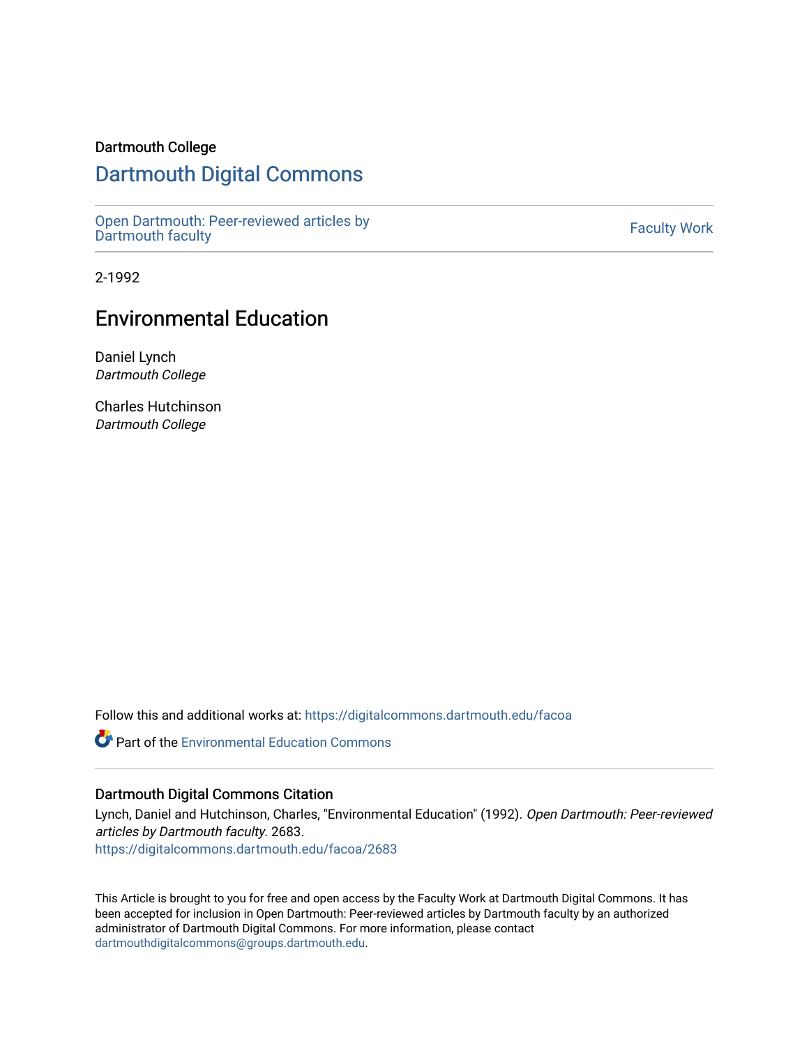Dartmouth College

# Dartmouth Digital Commons

Open Dartmouth: Peer-reviewed articles by Dartmouth faculty

Faculty Work

2-1992

## Environmental Education

Daniel Lynch
*Dartmouth College*

Charles Hutchinson
*Dartmouth College*

Follow this and additional works at: https://digitalcommons.dartmouth.edu/facoa

Part of the Environmental Education Commons

### Dartmouth Digital Commons Citation

Lynch, Daniel and Hutchinson, Charles, "Environmental Education" (1992). *Open Dartmouth: Peer-reviewed articles by Dartmouth faculty*. 2683.
https://digitalcommons.dartmouth.edu/facoa/2683

This Article is brought to you for free and open access by the Faculty Work at Dartmouth Digital Commons. It has been accepted for inclusion in Open Dartmouth: Peer-reviewed articles by Dartmouth faculty by an authorized administrator of Dartmouth Digital Commons. For more information, please contact dartmouthdigitalcommons@groups.dartmouth.edu.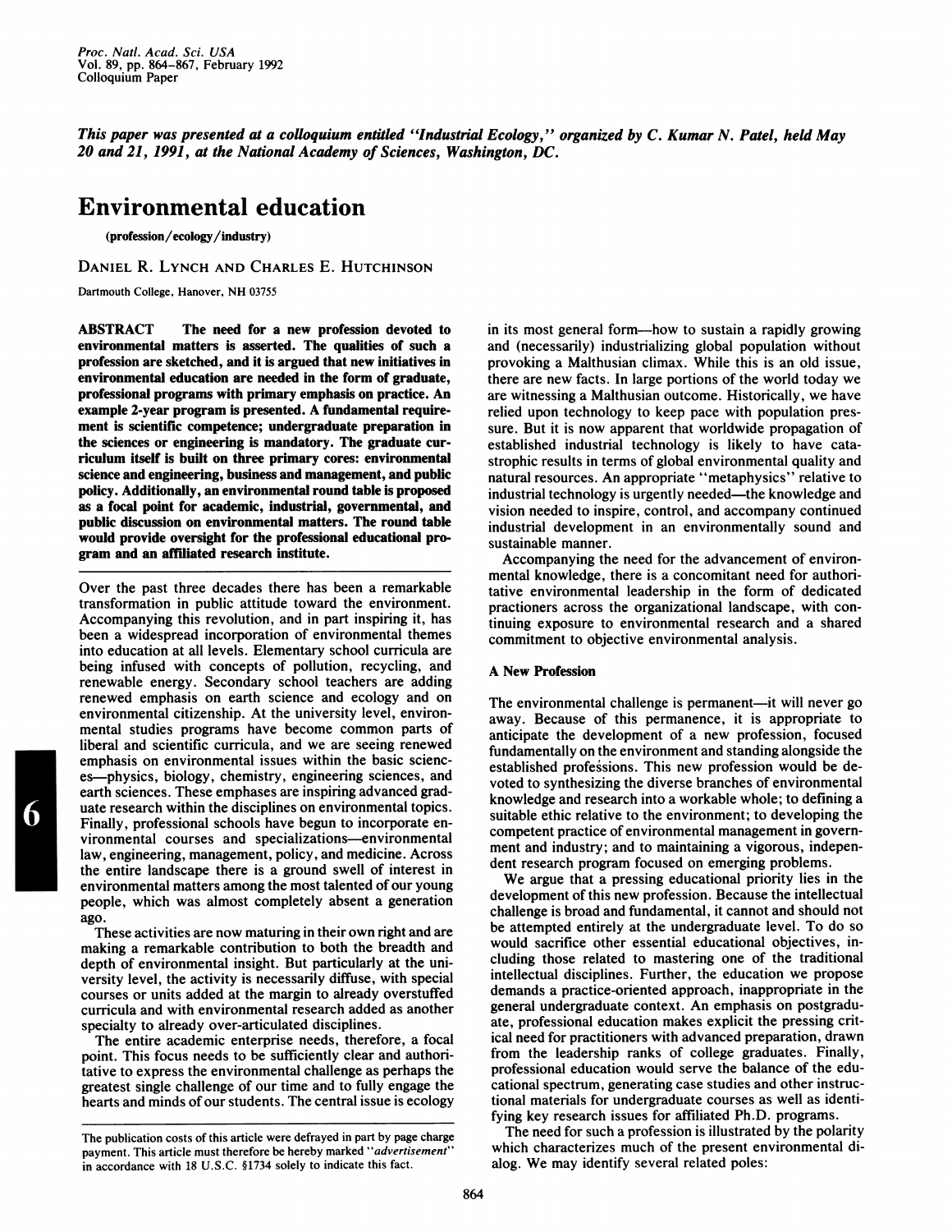This paper was presented at a colloquium entitled "Industrial Ecology," organized by C. Kumar N. Patel, held May 20 and 21, 1991, at the National Academy of Sciences, Washington, DC.

# Environmental education

(profession/ecology/industry)

DANIEL R. LYNCH AND CHARLES E. HUTCHINSON

Dartmouth College, Hanover, NH 03755

**ABSTRACT** **The need for a new profession devoted to environmental matters is asserted. The qualities of such a profession are sketched, and it is argued that new initiatives in environmental education are needed in the form of graduate, professional programs with primary emphasis on practice. An example 2-year program is presented. A fundamental requirement is scientific competence; undergraduate preparation in the sciences or engineering is mandatory. The graduate curriculum itself is built on three primary cores: environmental science and engineering, business and management, and public policy. Additionally, an environmental round table is proposed as a focal point for academic, industrial, governmental, and public discussion on environmental matters. The round table would provide oversight for the professional educational program and an affiliated research institute.**

Over the past three decades there has been a remarkable transformation in public attitude toward the environment. Accompanying this revolution, and in part inspiring it, has been a widespread incorporation of environmental themes into education at all levels. Elementary school curricula are being infused with concepts of pollution, recycling, and renewable energy. Secondary school teachers are adding renewed emphasis on earth science and ecology and on environmental citizenship. At the university level, environmental studies programs have become common parts of liberal and scientific curricula, and we are seeing renewed emphasis on environmental issues within the basic sciences—physics, biology, chemistry, engineering sciences, and earth sciences. These emphases are inspiring advanced graduate research within the disciplines on environmental topics. Finally, professional schools have begun to incorporate environmental courses and specializations—environmental law, engineering, management, policy, and medicine. Across the entire landscape there is a ground swell of interest in environmental matters among the most talented of our young people, which was almost completely absent a generation ago.

These activities are now maturing in their own right and are making a remarkable contribution to both the breadth and depth of environmental insight. But particularly at the university level, the activity is necessarily diffuse, with special courses or units added at the margin to already overstuffed curricula and with environmental research added as another specialty to already over-articulated disciplines.

The entire academic enterprise needs, therefore, a focal point. This focus needs to be sufficiently clear and authoritative to express the environmental challenge as perhaps the greatest single challenge of our time and to fully engage the hearts and minds of our students. The central issue is ecology in its most general form—how to sustain a rapidly growing and (necessarily) industrializing global population without provoking a Malthusian climax. While this is an old issue, there are new facts. In large portions of the world today we are witnessing a Malthusian outcome. Historically, we have relied upon technology to keep pace with population pressure. But it is now apparent that worldwide propagation of established industrial technology is likely to have catastrophic results in terms of global environmental quality and natural resources. An appropriate "metaphysics" relative to industrial technology is urgently needed—the knowledge and vision needed to inspire, control, and accompany continued industrial development in an environmentally sound and sustainable manner.

Accompanying the need for the advancement of environmental knowledge, there is a concomitant need for authoritative environmental leadership in the form of dedicated practioners across the organizational landscape, with continuing exposure to environmental research and a shared commitment to objective environmental analysis.

## A New Profession

The environmental challenge is permanent—it will never go away. Because of this permanence, it is appropriate to anticipate the development of a new profession, focused fundamentally on the environment and standing alongside the established professions. This new profession would be devoted to synthesizing the diverse branches of environmental knowledge and research into a workable whole; to defining a suitable ethic relative to the environment; to developing the competent practice of environmental management in government and industry; and to maintaining a vigorous, independent research program focused on emerging problems.

We argue that a pressing educational priority lies in the development of this new profession. Because the intellectual challenge is broad and fundamental, it cannot and should not be attempted entirely at the undergraduate level. To do so would sacrifice other essential educational objectives, including those related to mastering one of the traditional intellectual disciplines. Further, the education we propose demands a practice-oriented approach, inappropriate in the general undergraduate context. An emphasis on postgraduate, professional education makes explicit the pressing critical need for practitioners with advanced preparation, drawn from the leadership ranks of college graduates. Finally, professional education would serve the balance of the educational spectrum, generating case studies and other instructional materials for undergraduate courses as well as identifying key research issues for affiliated Ph.D. programs.

The need for such a profession is illustrated by the polarity which characterizes much of the present environmental dialog. We may identify several related poles:

The publication costs of this article were defrayed in part by page charge payment. This article must therefore be hereby marked "*advertisement*" in accordance with 18 U.S.C. §1734 solely to indicate this fact.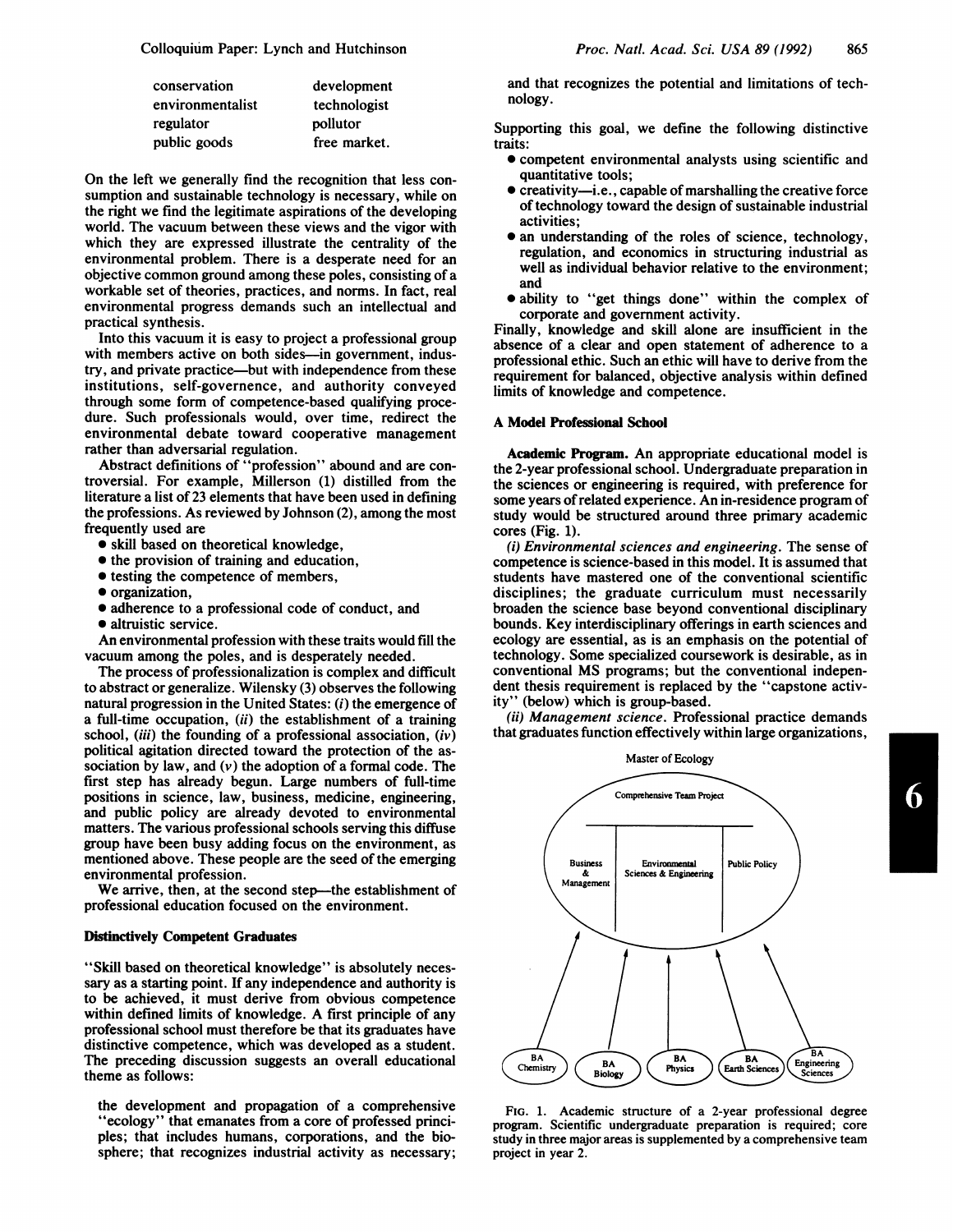| | |
|---|---|
| conservation | development |
| environmentalist | technologist |
| regulator | pollutor |
| public goods | free market. |

On the left we generally find the recognition that less consumption and sustainable technology is necessary, while on the right we find the legitimate aspirations of the developing world. The vacuum between these views and the vigor with which they are expressed illustrate the centrality of the environmental problem. There is a desperate need for an objective common ground among these poles, consisting of a workable set of theories, practices, and norms. In fact, real environmental progress demands such an intellectual and practical synthesis.

Into this vacuum it is easy to project a professional group with members active on both sides—in government, industry, and private practice—but with independence from these institutions, self-governence, and authority conveyed through some form of competence-based qualifying procedure. Such professionals would, over time, redirect the environmental debate toward cooperative management rather than adversarial regulation.

Abstract definitions of "profession" abound and are controversial. For example, Millerson (1) distilled from the literature a list of 23 elements that have been used in defining the professions. As reviewed by Johnson (2), among the most frequently used are

- skill based on theoretical knowledge,
- the provision of training and education,
- testing the competence of members,
- organization,
- adherence to a professional code of conduct, and
- altruistic service.

An environmental profession with these traits would fill the vacuum among the poles, and is desperately needed.

The process of professionalization is complex and difficult to abstract or generalize. Wilensky (3) observes the following natural progression in the United States: (*i*) the emergence of a full-time occupation, (*ii*) the establishment of a training school, (*iii*) the founding of a professional association, (*iv*) political agitation directed toward the protection of the association by law, and (*v*) the adoption of a formal code. The first step has already begun. Large numbers of full-time positions in science, law, business, medicine, engineering, and public policy are already devoted to environmental matters. The various professional schools serving this diffuse group have been busy adding focus on the environment, as mentioned above. These people are the seed of the emerging environmental profession.

We arrive, then, at the second step—the establishment of professional education focused on the environment.

## Distinctively Competent Graduates

"Skill based on theoretical knowledge" is absolutely necessary as a starting point. If any independence and authority is to be achieved, it must derive from obvious competence within defined limits of knowledge. A first principle of any professional school must therefore be that its graduates have distinctive competence, which was developed as a student. The preceding discussion suggests an overall educational theme as follows:

> the development and propagation of a comprehensive "ecology" that emanates from a core of professed principles; that includes humans, corporations, and the biosphere; that recognizes industrial activity as necessary; and that recognizes the potential and limitations of technology.

Supporting this goal, we define the following distinctive traits:

- competent environmental analysts using scientific and quantitative tools;
- creativity—i.e., capable of marshalling the creative force of technology toward the design of sustainable industrial activities;
- an understanding of the roles of science, technology, regulation, and economics in structuring industrial as well as individual behavior relative to the environment; and
- ability to "get things done" within the complex of corporate and government activity.

Finally, knowledge and skill alone are insufficient in the absence of a clear and open statement of adherence to a professional ethic. Such an ethic will have to derive from the requirement for balanced, objective analysis within defined limits of knowledge and competence.

## A Model Professional School

**Academic Program.** An appropriate educational model is the 2-year professional school. Undergraduate preparation in the sciences or engineering is required, with preference for some years of related experience. An in-residence program of study would be structured around three primary academic cores (Fig. 1).

(*i*) *Environmental sciences and engineering.* The sense of competence is science-based in this model. It is assumed that students have mastered one of the conventional scientific disciplines; the graduate curriculum must necessarily broaden the science base beyond conventional disciplinary bounds. Key interdisciplinary offerings in earth sciences and ecology are essential, as is an emphasis on the potential of technology. Some specialized coursework is desirable, as in conventional MS programs; but the conventional independent thesis requirement is replaced by the "capstone activity" (below) which is group-based.

(*ii*) *Management science.* Professional practice demands that graduates function effectively within large organizations,

Master of Ecology

Comprehensive Team Project

Business & Management

Environmental Sciences & Engineering

Public Policy

BA Chemistry

BA Biology

BA Physics

BA Earth Sciences

BA Engineering Sciences

FIG. 1. Academic structure of a 2-year professional degree program. Scientific undergraduate preparation is required; core study in three major areas is supplemented by a comprehensive team project in year 2.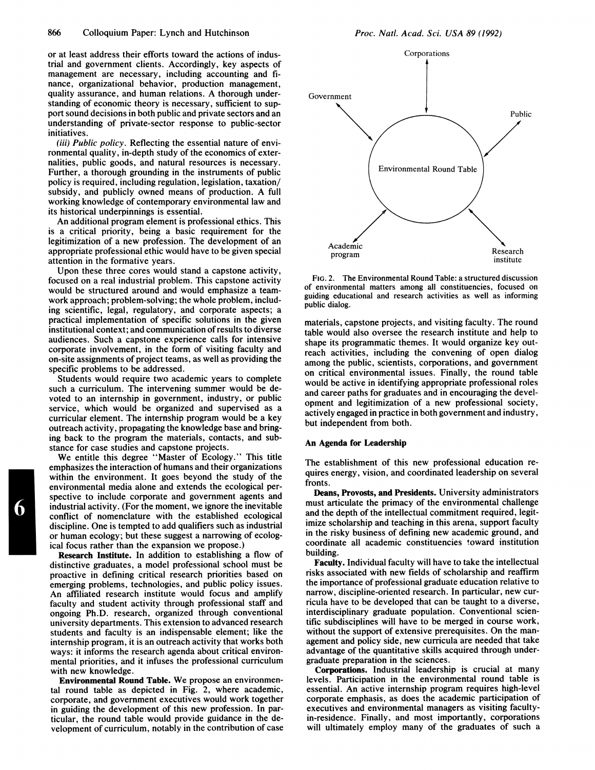or at least address their efforts toward the actions of industrial and government clients. Accordingly, key aspects of management are necessary, including accounting and finance, organizational behavior, production management, quality assurance, and human relations. A thorough understanding of economic theory is necessary, sufficient to support sound decisions in both public and private sectors and an understanding of private-sector response to public-sector initiatives.

*(iii) Public policy.* Reflecting the essential nature of environmental quality, in-depth study of the economics of externalities, public goods, and natural resources is necessary. Further, a thorough grounding in the instruments of public policy is required, including regulation, legislation, taxation/subsidy, and publicly owned means of production. A full working knowledge of contemporary environmental law and its historical underpinnings is essential.

An additional program element is professional ethics. This is a critical priority, being a basic requirement for the legitimization of a new profession. The development of an appropriate professional ethic would have to be given special attention in the formative years.

Upon these three cores would stand a capstone activity, focused on a real industrial problem. This capstone activity would be structured around and would emphasize a teamwork approach; problem-solving; the whole problem, including scientific, legal, regulatory, and corporate aspects; a practical implementation of specific solutions in the given institutional context; and communication of results to diverse audiences. Such a capstone experience calls for intensive corporate involvement, in the form of visiting faculty and on-site assignments of project teams, as well as providing the specific problems to be addressed.

Students would require two academic years to complete such a curriculum. The intervening summer would be devoted to an internship in government, industry, or public service, which would be organized and supervised as a curricular element. The internship program would be a key outreach activity, propagating the knowledge base and bringing back to the program the materials, contacts, and substance for case studies and capstone projects.

We entitle this degree "Master of Ecology." This title emphasizes the interaction of humans and their organizations within the environment. It goes beyond the study of the environmental media alone and extends the ecological perspective to include corporate and government agents and industrial activity. (For the moment, we ignore the inevitable conflict of nomenclature with the established ecological discipline. One is tempted to add qualifiers such as industrial or human ecology; but these suggest a narrowing of ecological focus rather than the expansion we propose.)

**Research Institute.** In addition to establishing a flow of distinctive graduates, a model professional school must be proactive in defining critical research priorities based on emerging problems, technologies, and public policy issues. An affiliated research institute would focus and amplify faculty and student activity through professional staff and ongoing Ph.D. research, organized through conventional university departments. This extension to advanced research students and faculty is an indispensable element; like the internship program, it is an outreach activity that works both ways: it informs the research agenda about critical environmental priorities, and it infuses the professional curriculum with new knowledge.

**Environmental Round Table.** We propose an environmental round table as depicted in Fig. 2, where academic, corporate, and government executives would work together in guiding the development of this new profession. In particular, the round table would provide guidance in the development of curriculum, notably in the contribution of case materials, capstone projects, and visiting faculty. The round table would also oversee the research institute and help to shape its programmatic themes. It would organize key outreach activities, including the convening of open dialog among the public, scientists, corporations, and government on critical environmental issues. Finally, the round table would be active in identifying appropriate professional roles and career paths for graduates and in encouraging the development and legitimization of a new professional society, actively engaged in practice in both government and industry, but independent from both.

Corporations

Government

Public

Environmental Round Table

Academic program

Research institute

FIG. 2. The Environmental Round Table: a structured discussion of environmental matters among all constituencies, focused on guiding educational and research activities as well as informing public dialog.

## An Agenda for Leadership

The establishment of this new professional education requires energy, vision, and coordinated leadership on several fronts.

**Deans, Provosts, and Presidents.** University administrators must articulate the primacy of the environmental challenge and the depth of the intellectual commitment required, legitimize scholarship and teaching in this arena, support faculty in the risky business of defining new academic ground, and coordinate all academic constituencies toward institution building.

**Faculty.** Individual faculty will have to take the intellectual risks associated with new fields of scholarship and reaffirm the importance of professional graduate education relative to narrow, discipline-oriented research. In particular, new curricula have to be developed that can be taught to a diverse, interdisciplinary graduate population. Conventional scientific subdisciplines will have to be merged in course work, without the support of extensive prerequisites. On the management and policy side, new curricula are needed that take advantage of the quantitative skills acquired through undergraduate preparation in the sciences.

**Corporations.** Industrial leadership is crucial at many levels. Participation in the environmental round table is essential. An active internship program requires high-level corporate emphasis, as does the academic participation of executives and environmental managers as visiting faculty-in-residence. Finally, and most importantly, corporations will ultimately employ many of the graduates of such a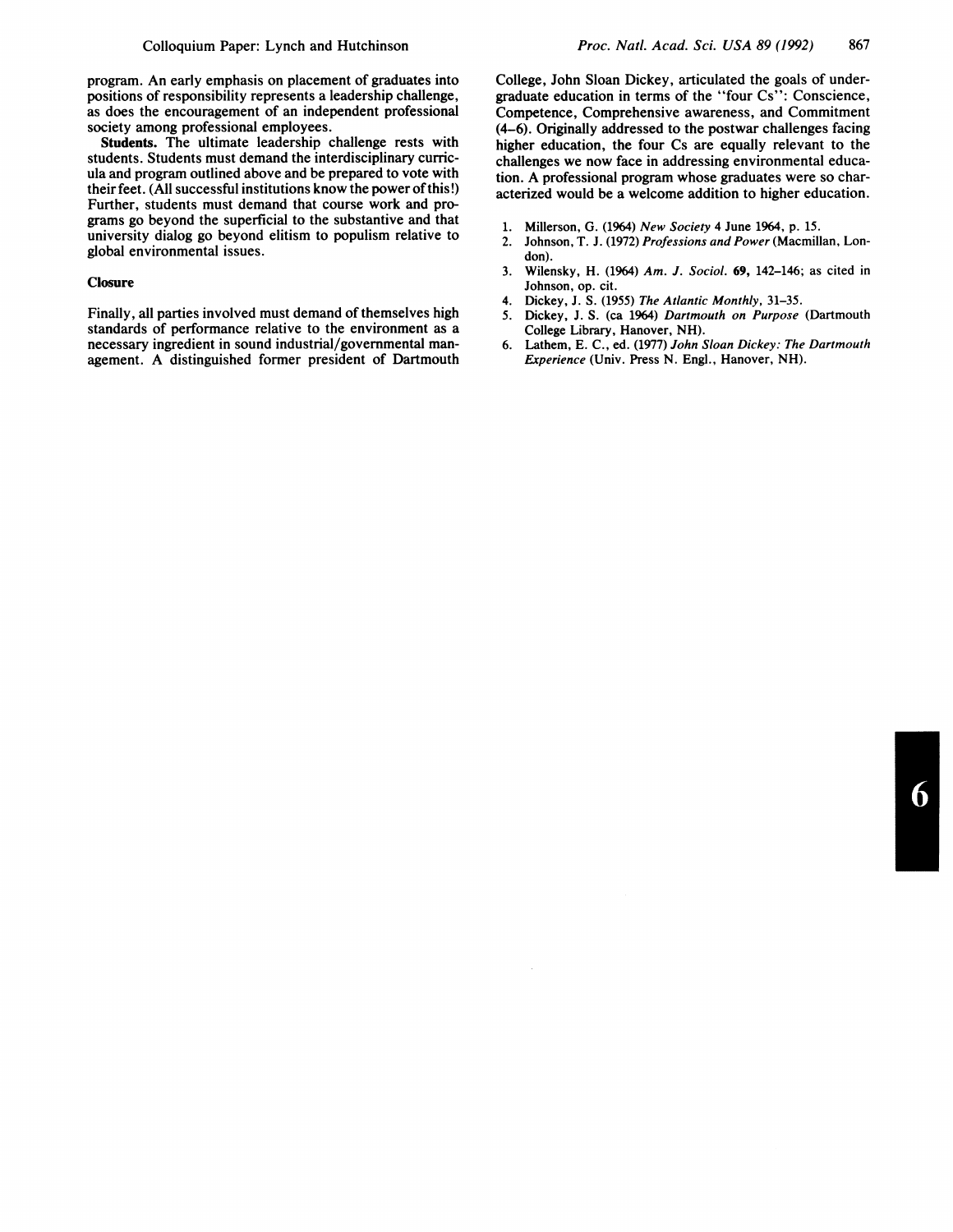program. An early emphasis on placement of graduates into positions of responsibility represents a leadership challenge, as does the encouragement of an independent professional society among professional employees.

**Students.** The ultimate leadership challenge rests with students. Students must demand the interdisciplinary curricula and program outlined above and be prepared to vote with their feet. (All successful institutions know the power of this!) Further, students must demand that course work and programs go beyond the superficial to the substantive and that university dialog go beyond elitism to populism relative to global environmental issues.

## Closure

Finally, all parties involved must demand of themselves high standards of performance relative to the environment as a necessary ingredient in sound industrial/governmental management. A distinguished former president of Dartmouth College, John Sloan Dickey, articulated the goals of undergraduate education in terms of the "four Cs": Conscience, Competence, Comprehensive awareness, and Commitment (4–6). Originally addressed to the postwar challenges facing higher education, the four Cs are equally relevant to the challenges we now face in addressing environmental education. A professional program whose graduates were so characterized would be a welcome addition to higher education.

1. Millerson, G. (1964) *New Society* 4 June 1964, p. 15.
2. Johnson, T. J. (1972) *Professions and Power* (Macmillan, London).
3. Wilensky, H. (1964) *Am. J. Sociol.* **69**, 142–146; as cited in Johnson, op. cit.
4. Dickey, J. S. (1955) *The Atlantic Monthly*, 31–35.
5. Dickey, J. S. (ca 1964) *Dartmouth on Purpose* (Dartmouth College Library, Hanover, NH).
6. Lathem, E. C., ed. (1977) *John Sloan Dickey: The Dartmouth Experience* (Univ. Press N. Engl., Hanover, NH).